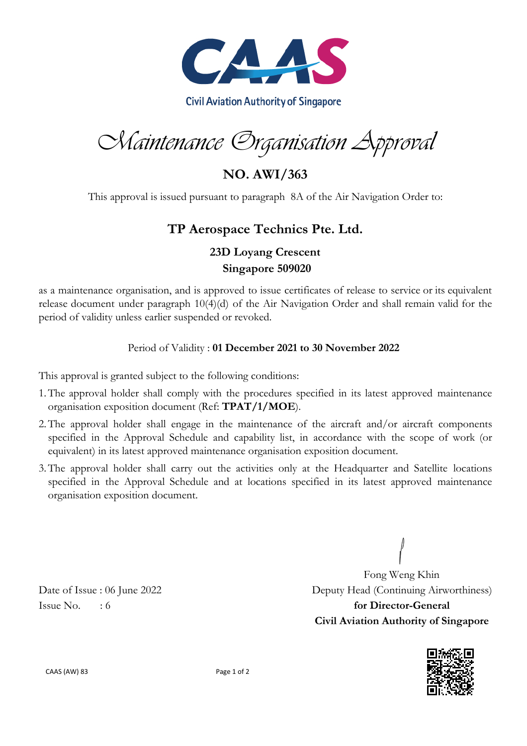Civil Aviation Authority of Singapore

# Maintenance Organisation Approval

## NO. AWI/363

This approval is issued pursuant to paragraph 8A of the Air Navigation Order to:

## TP Aerospace Technics Pte. Ltd.

### 23D Loyang Crescent
### Singapore 509020

as a maintenance organisation, and is approved to issue certificates of release to service or its equivalent release document under paragraph 10(4)(d) of the Air Navigation Order and shall remain valid for the period of validity unless earlier suspended or revoked.

Period of Validity : **01 December 2021 to 30 November 2022**

This approval is granted subject to the following conditions:

1. The approval holder shall comply with the procedures specified in its latest approved maintenance organisation exposition document (Ref: **TPAT/1/MOE**).
2. The approval holder shall engage in the maintenance of the aircraft and/or aircraft components specified in the Approval Schedule and capability list, in accordance with the scope of work (or equivalent) in its latest approved maintenance organisation exposition document.
3. The approval holder shall carry out the activities only at the Headquarter and Satellite locations specified in the Approval Schedule and at locations specified in its latest approved maintenance organisation exposition document.

Fong Weng Khin
Deputy Head (Continuing Airworthiness)
**for Director-General**
**Civil Aviation Authority of Singapore**

Date of Issue : 06 June 2022
Issue No. : 6

CAAS (AW) 83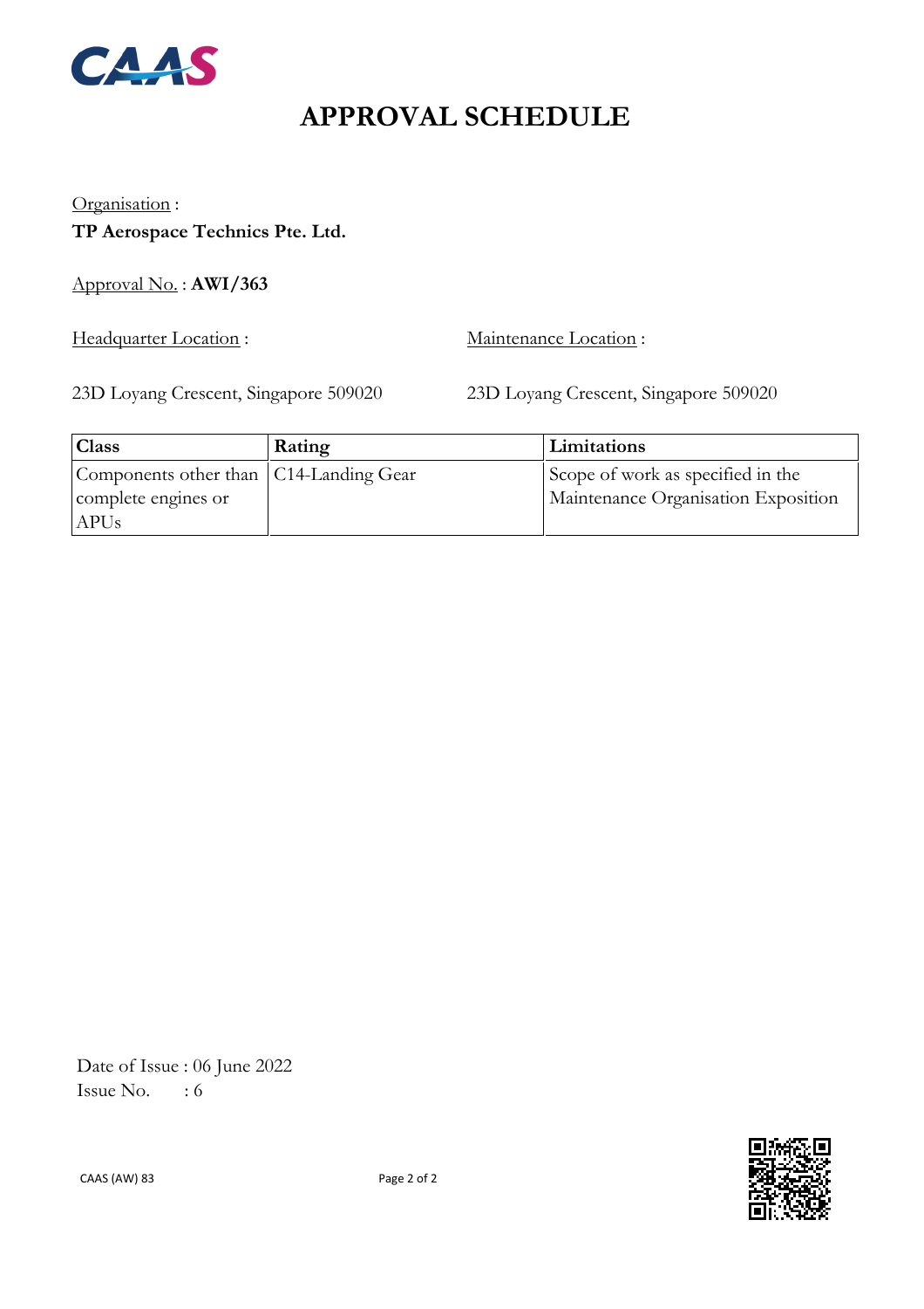# APPROVAL SCHEDULE

Organisation :

**TP Aerospace Technics Pte. Ltd.**

Approval No. : **AWI/363**

Headquarter Location :

23D Loyang Crescent, Singapore 509020

Maintenance Location :

23D Loyang Crescent, Singapore 509020

| Class | Rating | Limitations |
| --- | --- | --- |
| Components other than complete engines or APUs | C14-Landing Gear | Scope of work as specified in the Maintenance Organisation Exposition |

Date of Issue : 06 June 2022

Issue No. : 6

CAAS (AW) 83